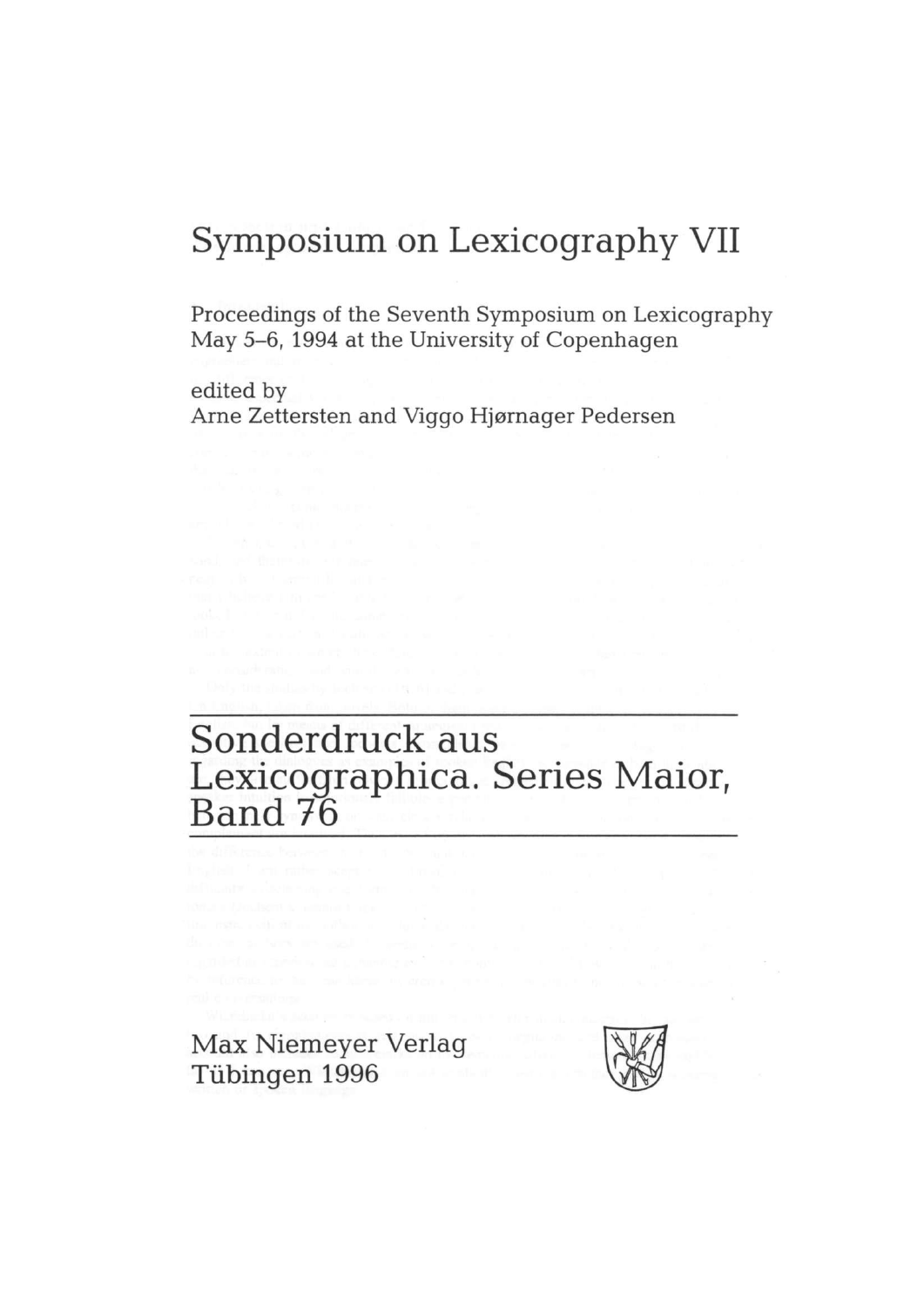# Symposium on Lexicography VII

Proceedings of the Seventh Symposium on Lexicography
May 5–6, 1994 at the University of Copenhagen

edited by
Arne Zettersten and Viggo Hjørnager Pedersen

---

## Sonderdruck aus Lexicographica. Series Maior, Band 76

---

Max Niemeyer Verlag
Tübingen 1996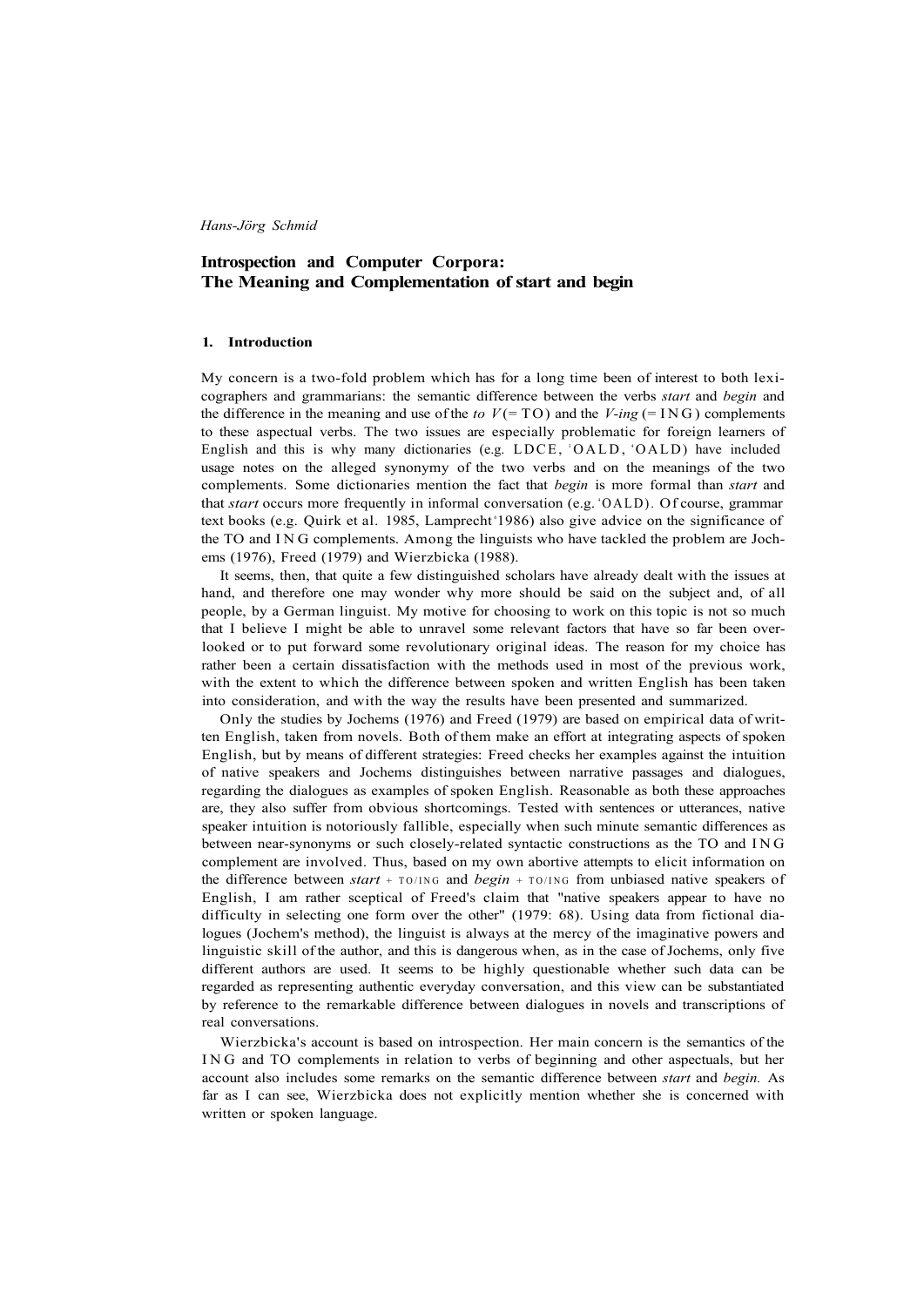*Hans-Jörg Schmid*

## Introspection and Computer Corpora: The Meaning and Complementation of start and begin

### 1. Introduction

My concern is a two-fold problem which has for a long time been of interest to both lexicographers and grammarians: the semantic difference between the verbs *start* and *begin* and the difference in the meaning and use of the *to V* (= TO) and the *V-ing* (= ING) complements to these aspectual verbs. The two issues are especially problematic for foreign learners of English and this is why many dictionaries (e.g. LDCE, [3]OALD, [4]OALD) have included usage notes on the alleged synonymy of the two verbs and on the meanings of the two complements. Some dictionaries mention the fact that *begin* is more formal than *start* and that *start* occurs more frequently in informal conversation (e.g. [4]OALD). Of course, grammar text books (e.g. Quirk et al. 1985, Lamprecht[8]1986) also give advice on the significance of the TO and ING complements. Among the linguists who have tackled the problem are Jochems (1976), Freed (1979) and Wierzbicka (1988).

It seems, then, that quite a few distinguished scholars have already dealt with the issues at hand, and therefore one may wonder why more should be said on the subject and, of all people, by a German linguist. My motive for choosing to work on this topic is not so much that I believe I might be able to unravel some relevant factors that have so far been overlooked or to put forward some revolutionary original ideas. The reason for my choice has rather been a certain dissatisfaction with the methods used in most of the previous work, with the extent to which the difference between spoken and written English has been taken into consideration, and with the way the results have been presented and summarized.

Only the studies by Jochems (1976) and Freed (1979) are based on empirical data of written English, taken from novels. Both of them make an effort at integrating aspects of spoken English, but by means of different strategies: Freed checks her examples against the intuition of native speakers and Jochems distinguishes between narrative passages and dialogues, regarding the dialogues as examples of spoken English. Reasonable as both these approaches are, they also suffer from obvious shortcomings. Tested with sentences or utterances, native speaker intuition is notoriously fallible, especially when such minute semantic differences as between near-synonyms or such closely-related syntactic constructions as the TO and ING complement are involved. Thus, based on my own abortive attempts to elicit information on the difference between *start* + TO/ING and *begin* + TO/ING from unbiased native speakers of English, I am rather sceptical of Freed's claim that "native speakers appear to have no difficulty in selecting one form over the other" (1979: 68). Using data from fictional dialogues (Jochem's method), the linguist is always at the mercy of the imaginative powers and linguistic skill of the author, and this is dangerous when, as in the case of Jochems, only five different authors are used. It seems to be highly questionable whether such data can be regarded as representing authentic everyday conversation, and this view can be substantiated by reference to the remarkable difference between dialogues in novels and transcriptions of real conversations.

Wierzbicka's account is based on introspection. Her main concern is the semantics of the ING and TO complements in relation to verbs of beginning and other aspectuals, but her account also includes some remarks on the semantic difference between *start* and *begin.* As far as I can see, Wierzbicka does not explicitly mention whether she is concerned with written or spoken language.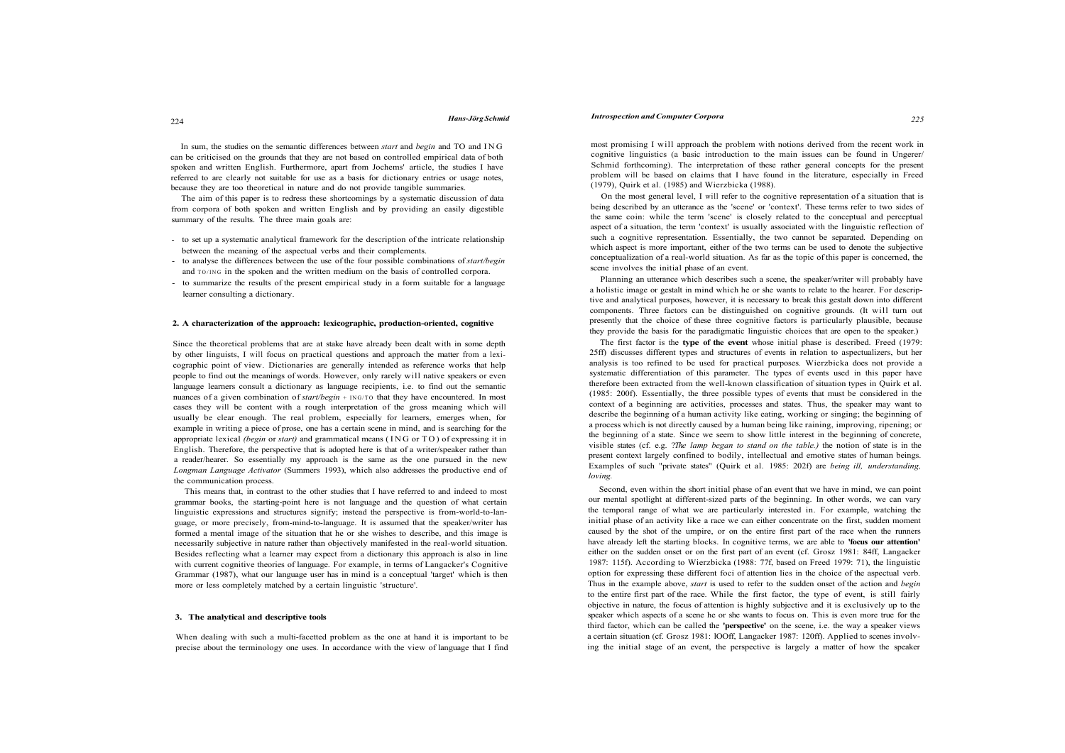In sum, the studies on the semantic differences between *start* and *begin* and TO and ING can be criticised on the grounds that they are not based on controlled empirical data of both spoken and written English. Furthermore, apart from Jochems' article, the studies I have referred to are clearly not suitable for use as a basis for dictionary entries or usage notes, because they are too theoretical in nature and do not provide tangible summaries.

The aim of this paper is to redress these shortcomings by a systematic discussion of data from corpora of both spoken and written English and by providing an easily digestible summary of the results. The three main goals are:

- to set up a systematic analytical framework for the description of the intricate relationship between the meaning of the aspectual verbs and their complements.
- to analyse the differences between the use of the four possible combinations of *start/begin* and TO/ING in the spoken and the written medium on the basis of controlled corpora.
- to summarize the results of the present empirical study in a form suitable for a language learner consulting a dictionary.

## 2. A characterization of the approach: lexicographic, production-oriented, cognitive

Since the theoretical problems that are at stake have already been dealt with in some depth by other linguists, I will focus on practical questions and approach the matter from a lexicographic point of view. Dictionaries are generally intended as reference works that help people to find out the meanings of words. However, only rarely will native speakers or even language learners consult a dictionary as language recipients, i.e. to find out the semantic nuances of a given combination of *start/begin* + ING/TO that they have encountered. In most cases they will be content with a rough interpretation of the gross meaning which will usually be clear enough. The real problem, especially for learners, emerges when, for example in writing a piece of prose, one has a certain scene in mind, and is searching for the appropriate lexical *(begin* or *start)* and grammatical means (ING or TO) of expressing it in English. Therefore, the perspective that is adopted here is that of a writer/speaker rather than a reader/hearer. So essentially my approach is the same as the one pursued in the new *Longman Language Activator* (Summers 1993), which also addresses the productive end of the communication process.

This means that, in contrast to the other studies that I have referred to and indeed to most grammar books, the starting-point here is not language and the question of what certain linguistic expressions and structures signify; instead the perspective is from-world-to-language, or more precisely, from-mind-to-language. It is assumed that the speaker/writer has formed a mental image of the situation that he or she wishes to describe, and this image is necessarily subjective in nature rather than objectively manifested in the real-world situation. Besides reflecting what a learner may expect from a dictionary this approach is also in line with current cognitive theories of language. For example, in terms of Langacker's Cognitive Grammar (1987), what our language user has in mind is a conceptual 'target' which is then more or less completely matched by a certain linguistic 'structure'.

## 3. The analytical and descriptive tools

When dealing with such a multi-facetted problem as the one at hand it is important to be precise about the terminology one uses. In accordance with the view of language that I find most promising I will approach the problem with notions derived from the recent work in cognitive linguistics (a basic introduction to the main issues can be found in Ungerer/Schmid forthcoming). The interpretation of these rather general concepts for the present problem will be based on claims that I have found in the literature, especially in Freed (1979), Quirk et al. (1985) and Wierzbicka (1988).

On the most general level, I will refer to the cognitive representation of a situation that is being described by an utterance as the 'scene' or 'context'. These terms refer to two sides of the same coin: while the term 'scene' is closely related to the conceptual and perceptual aspect of a situation, the term 'context' is usually associated with the linguistic reflection of such a cognitive representation. Essentially, the two cannot be separated. Depending on which aspect is more important, either of the two terms can be used to denote the subjective conceptualization of a real-world situation. As far as the topic of this paper is concerned, the scene involves the initial phase of an event.

Planning an utterance which describes such a scene, the speaker/writer will probably have a holistic image or gestalt in mind which he or she wants to relate to the hearer. For descriptive and analytical purposes, however, it is necessary to break this gestalt down into different components. Three factors can be distinguished on cognitive grounds. (It will turn out presently that the choice of these three cognitive factors is particularly plausible, because they provide the basis for the paradigmatic linguistic choices that are open to the speaker.)

The first factor is the **type of the event** whose initial phase is described. Freed (1979: 25ff) discusses different types and structures of events in relation to aspectualizers, but her analysis is too refined to be used for practical purposes. Wierzbicka does not provide a systematic differentiation of this parameter. The types of events used in this paper have therefore been extracted from the well-known classification of situation types in Quirk et al. (1985: 200f). Essentially, the three possible types of events that must be considered in the context of a beginning are activities, processes and states. Thus, the speaker may want to describe the beginning of a human activity like eating, working or singing; the beginning of a process which is not directly caused by a human being like raining, improving, ripening; or the beginning of a state. Since we seem to show little interest in the beginning of concrete, visible states (cf. e.g. *?The lamp began to stand on the table.)* the notion of state is in the present context largely confined to bodily, intellectual and emotive states of human beings. Examples of such "private states" (Quirk et al. 1985: 202f) are *being ill, understanding, loving.*

Second, even within the short initial phase of an event that we have in mind, we can point our mental spotlight at different-sized parts of the beginning. In other words, we can vary the temporal range of what we are particularly interested in. For example, watching the initial phase of an activity like a race we can either concentrate on the first, sudden moment caused by the shot of the umpire, or on the entire first part of the race when the runners have already left the starting blocks. In cognitive terms, we are able to **'focus our attention'** either on the sudden onset or on the first part of an event (cf. Grosz 1981: 84ff, Langacker 1987: 115f). According to Wierzbicka (1988: 77f, based on Freed 1979: 71), the linguistic option for expressing these different foci of attention lies in the choice of the aspectual verb. Thus in the example above, *start* is used to refer to the sudden onset of the action and *begin* to the entire first part of the race. While the first factor, the type of event, is still fairly objective in nature, the focus of attention is highly subjective and it is exclusively up to the speaker which aspects of a scene he or she wants to focus on. This is even more true for the third factor, which can be called the **'perspective'** on the scene, i.e. the way a speaker views a certain situation (cf. Grosz 1981: 100ff, Langacker 1987: 120ff). Applied to scenes involving the initial stage of an event, the perspective is largely a matter of how the speaker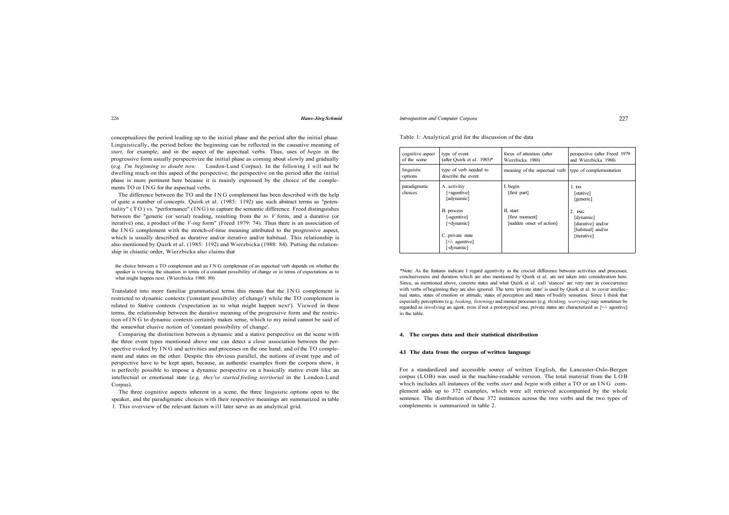conceptualizes the period leading up to the initial phase and the period after the initial phase. Linguistically, the period before the beginning can be reflected in the causative meaning of *start,* for example, and in the aspect of the aspectual verbs. Thus, uses of *begin* in the progressive form usually perspectivize the initial phase as coming about slowly and gradually (e.g. *I'm beginning to doubt now* London-Lund Corpus). In the following I will not be dwelling much on this aspect of the perspective; the perspective on the period after the initial phase is more pertinent here because it is mainly expressed by the choice of the complements TO or ING for the aspectual verbs.

The difference between the TO and the ING complement has been described with the help of quite a number of concepts. Quirk et al. (1985: 1192) use such abstract terms as "potentiality" (TO) vs. "performance" (ING) to capture the semantic difference. Freed distinguishes between the "generic (or serial) reading, resulting from the *to V* form, and a durative (or iterative) one, a product of the *V-ing* form" (Freed 1979: 74). Thus there is an association of the ING complement with the stretch-of-time meaning attributed to the progressive aspect, which is usually described as durative and/or iterative and/or habitual. This relationship is also mentioned by Quirk et al. (1985: 1192) and Wierzbicka (1988: 84). Putting the relationship in chiastic order, Wierzbicka also claims that

> the choice between a TO complement and an ING complement of an aspectual verb depends on whether the speaker is viewing the situation in terms of a constant possibility of change or in terms of expectations as to what might happen next. (Wierzbicka 1988: 89)

Translated into more familiar grammatical terms this means that the ING complement is restricted to dynamic contexts ('constant possibility of change') while the TO complement is related to Stative contexts ('expectation as to what might happen next'). Viewed in these terms, the relationship between the durative meaning of the progressive form and the restriction of ING to dynamic contexts certainly makes sense, which to my mind cannot be said of the somewhat elusive notion of 'constant possibility of change'.

Comparing the distinction between a dynamic and a stative perspective on the scene with the three event types mentioned above one can detect a close association between the perspective evoked by ING and activities and processes on the one hand, and of the TO complement and states on the other. Despite this obvious parallel, the notions of event type and of perspective have to be kept apart, because, as authentic examples from the corpora show, it is perfectly possible to impose a dynamic perspective on a basically stative event like an intellectual or emotional state (e.g. *they've started feeling territorial* in the London-Lund Corpus).

The three cognitive aspects inherent in a scene, the three linguistic options open to the speaker, and the paradigmatic choices with their respective meanings are summarized in table 1. This overview of the relevant factors will later serve as an analytical grid.

Table 1: Analytical grid for the discussion of the data

| cognitive aspect of the scene | type of event (after Quirk et al. 1985)* | focus of attention (after Wierzbicka 1988) | perspective (after Freed 1979 and Wierzbicka 1988) |
|---|---|---|---|
| linguistic options | type of verb needed to describe the event | meaning of the aspectual verb | type of complementation |
| paradigmatic choices | A. activitiy [+agentive] [adynamic]<br><br>B. process [-agentive] [+dynamic]<br><br>C. private state [+/- agentive] [-dynamic] | I. begin [first part]<br><br>II. start [first moment] [sudden onset of action] | 1. TO [stative] [generic]<br><br>2. ING [dynamic] [durative] and/or [habitual] and/or [iterative] |

*Note: As the features indicate I regard agentivity as the crucial difference between activities and processes; conclusiveness and duration which are also mentioned by Quirk et al. are not taken into consideration here. Since, as mentioned above, concrete states and what Quirk et al. call 'stances' are very rare in cooccurrence with verbs of beginning they are also ignored. The term 'private state' is used by Quirk et al. to cover intellectual states, states of emotion or attitude, states of perception and states of bodily sensation. Since I think that especially perceptions (e.g. *looking, listening)* and mental processes (e.g. *thinking, worrying)* may sometimes be regarded as involving an agent, even if not a prototypical one, private states are characterized as [+/- agentive] in the table.

## 4. The corpus data and their statistical distribution

### 4.1 The data from the corpus of written language

For a standardized and accessible source of written English, the Lancaster-Oslo-Bergen corpus (LOB) was used in the machine-readable version. The total material from the LOB which includes all instances of the verbs *start* and *begin* with either a TO or an ING complement adds up to 372 examples, which were all retrieved accompanied by the whole sentence. The distribution of these 372 instances across the two verbs and the two types of complements is summarized in table 2.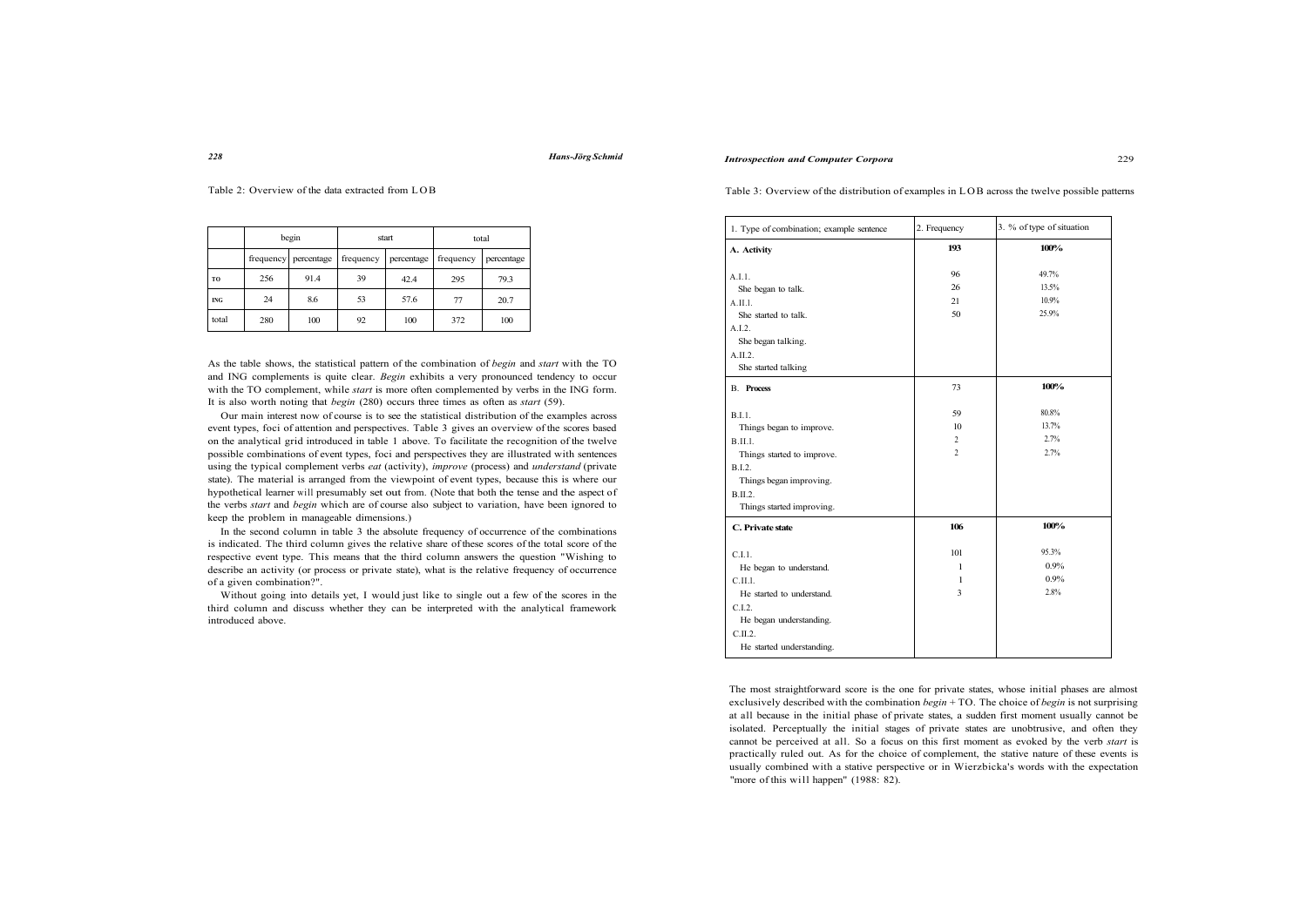Table 2: Overview of the data extracted from LOB

| | begin | | start | | total | |
|---|---|---|---|---|---|---|
| | frequency | percentage | frequency | percentage | frequency | percentage |
| TO | 256 | 91.4 | 39 | 42.4 | 295 | 79.3 |
| ING | 24 | 8.6 | 53 | 57.6 | 77 | 20.7 |
| total | 280 | 100 | 92 | 100 | 372 | 100 |

As the table shows, the statistical pattern of the combination of *begin* and *start* with the TO and ING complements is quite clear. *Begin* exhibits a very pronounced tendency to occur with the TO complement, while *start* is more often complemented by verbs in the ING form. It is also worth noting that *begin* (280) occurs three times as often as *start* (59).

Our main interest now of course is to see the statistical distribution of the examples across event types, foci of attention and perspectives. Table 3 gives an overview of the scores based on the analytical grid introduced in table 1 above. To facilitate the recognition of the twelve possible combinations of event types, foci and perspectives they are illustrated with sentences using the typical complement verbs *eat* (activity), *improve* (process) and *understand* (private state). The material is arranged from the viewpoint of event types, because this is where our hypothetical learner will presumably set out from. (Note that both the tense and the aspect of the verbs *start* and *begin* which are of course also subject to variation, have been ignored to keep the problem in manageable dimensions.)

In the second column in table 3 the absolute frequency of occurrence of the combinations is indicated. The third column gives the relative share of these scores of the total score of the respective event type. This means that the third column answers the question "Wishing to describe an activity (or process or private state), what is the relative frequency of occurrence of a given combination?".

Without going into details yet, I would just like to single out a few of the scores in the third column and discuss whether they can be interpreted with the analytical framework introduced above.

Table 3: Overview of the distribution of examples in LOB across the twelve possible patterns

| 1. Type of combination; example sentence | 2. Frequency | 3. % of type of situation |
|---|---|---|
| **A. Activity** | **193** | **100%** |
| A.I.1. She began to talk. | 96 | 49.7% |
| A.II.1. She started to talk. | 26 | 13.5% |
| A.I.2. She began talking. | 21 | 10.9% |
| A.II.2. She started talking | 50 | 25.9% |
| **B. Process** | 73 | **100%** |
| B.I.1. Things began to improve. | 59 | 80.8% |
| B.II.1. Things started to improve. | 10 | 13.7% |
| B.I.2. Things began improving. | 2 | 2.7% |
| B.II.2. Things started improving. | 2 | 2.7% |
| **C. Private state** | **106** | **100%** |
| C.I.1. He began to understand. | 101 | 95.3% |
| C.II.1. He started to understand. | 1 | 0.9% |
| C.I.2. He began understanding. | 1 | 0.9% |
| C.II.2. He started understanding. | 3 | 2.8% |

The most straightforward score is the one for private states, whose initial phases are almost exclusively described with the combination *begin* + TO. The choice of *begin* is not surprising at all because in the initial phase of private states, a sudden first moment usually cannot be isolated. Perceptually the initial stages of private states are unobtrusive, and often they cannot be perceived at all. So a focus on this first moment as evoked by the verb *start* is practically ruled out. As for the choice of complement, the stative nature of these events is usually combined with a stative perspective or in Wierzbicka's words with the expectation "more of this will happen" (1988: 82).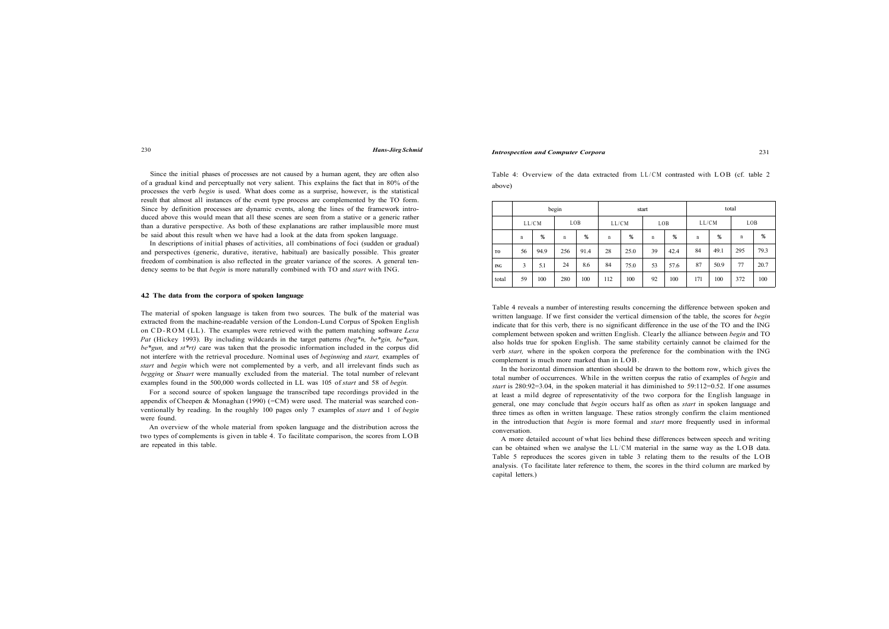Since the initial phases of processes are not caused by a human agent, they are often also of a gradual kind and perceptually not very salient. This explains the fact that in 80% of the processes the verb *begin* is used. What does come as a surprise, however, is the statistical result that almost all instances of the event type process are complemented by the TO form. Since by definition processes are dynamic events, along the lines of the framework introduced above this would mean that all these scenes are seen from a stative or a generic rather than a durative perspective. As both of these explanations are rather implausible more must be said about this result when we have had a look at the data from spoken language.

In descriptions of initial phases of activities, all combinations of foci (sudden or gradual) and perspectives (generic, durative, iterative, habitual) are basically possible. This greater freedom of combination is also reflected in the greater variance of the scores. A general tendency seems to be that *begin* is more naturally combined with TO and *start* with ING.

### 4.2 The data from the corpora of spoken language

The material of spoken language is taken from two sources. The bulk of the material was extracted from the machine-readable version of the London-Lund Corpus of Spoken English on CD-ROM (LL). The examples were retrieved with the pattern matching software *Lexa Pat* (Hickey 1993). By including wildcards in the target patterns *(beg*n, be*gin, be*gan, be*gun,* and *st*rt)* care was taken that the prosodic information included in the corpus did not interfere with the retrieval procedure. Nominal uses of *beginning* and *start,* examples of *start* and *begin* which were not complemented by a verb, and all irrelevant finds such as *begging* or *Stuart* were manually excluded from the material. The total number of relevant examples found in the 500,000 words collected in LL was 105 of *start* and 58 of *begin.*

For a second source of spoken language the transcribed tape recordings provided in the appendix of Cheepen & Monaghan (1990) (=CM) were used. The material was searched conventionally by reading. In the roughly 100 pages only 7 examples of *start* and 1 of *begin* were found.

An overview of the whole material from spoken language and the distribution across the two types of complements is given in table 4. To facilitate comparison, the scores from LOB are repeated in this table.

Table 4: Overview of the data extracted from LL/CM contrasted with LOB (cf. table 2 above)

| | begin | | | | start | | | | total | | | |
|---|---|---|---|---|---|---|---|---|---|---|---|---|
| | LL/CM | | LOB | | LL/CM | | LOB | | LL/CM | | LOB | |
| | n | % | n | % | n | % | n | % | n | % | n | % |
| TO | 56 | 94.9 | 256 | 91.4 | 28 | 25.0 | 39 | 42.4 | 84 | 49.1 | 295 | 79.3 |
| ING | 3 | 5.1 | 24 | 8.6 | 84 | 75.0 | 53 | 57.6 | 87 | 50.9 | 77 | 20.7 |
| total | 59 | 100 | 280 | 100 | 112 | 100 | 92 | 100 | 171 | 100 | 372 | 100 |

Table 4 reveals a number of interesting results concerning the difference between spoken and written language. If we first consider the vertical dimension of the table, the scores for *begin* indicate that for this verb, there is no significant difference in the use of the TO and the ING complement between spoken and written English. Clearly the alliance between *begin* and TO also holds true for spoken English. The same stability certainly cannot be claimed for the verb *start,* where in the spoken corpora the preference for the combination with the ING complement is much more marked than in LOB.

In the horizontal dimension attention should be drawn to the bottom row, which gives the total number of occurrences. While in the written corpus the ratio of examples of *begin* and *start* is 280:92=3.04, in the spoken material it has diminished to 59:112=0.52. If one assumes at least a mild degree of representativity of the two corpora for the English language in general, one may conclude that *begin* occurs half as often as *start* in spoken language and three times as often in written language. These ratios strongly confirm the claim mentioned in the introduction that *begin* is more formal and *start* more frequently used in informal conversation.

A more detailed account of what lies behind these differences between speech and writing can be obtained when we analyse the LL/CM material in the same way as the LOB data. Table 5 reproduces the scores given in table 3 relating them to the results of the LOB analysis. (To facilitate later reference to them, the scores in the third column are marked by capital letters.)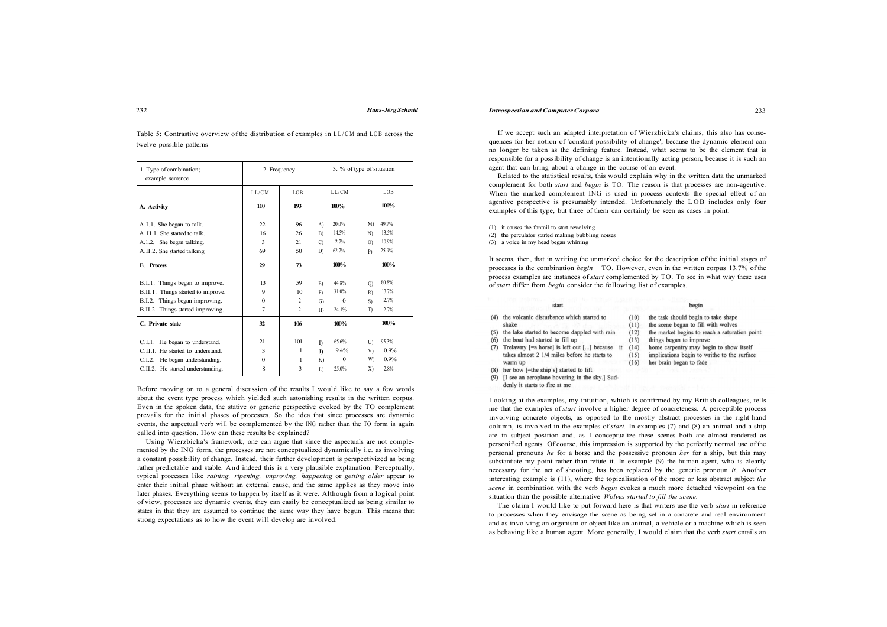Table 5: Contrastive overview of the distribution of examples in LL/CM and LOB across the twelve possible patterns

| 1. Type of combination; example sentence | 2. Frequency | | 3. % of type of situation | |
|---|---|---|---|---|
| | LL/CM | LOB | LL/CM | LOB |
| **A. Activity** | **110** | **193** | **100%** | **100%** |
| A.I.1. She began to talk. | 22 | 96 | A) 20.0% | M) 49.7% |
| A.II.1. She started to talk. | 16 | 26 | B) 14.5% | N) 13.5% |
| A.I.2. She began talking. | 3 | 21 | C) 2.7% | O) 10.9% |
| A.II.2. She started talking | 69 | 50 | D) 62.7% | P) 25.9% |
| **B. Process** | **29** | **73** | **100%** | **100%** |
| B.I.1. Things began to improve. | 13 | 59 | E) 44.8% | Q) 80.8% |
| B.II.1. Things started to improve. | 9 | 10 | F) 31.0% | R) 13.7% |
| B.I.2. Things began improving. | 0 | 2 | G) 0 | S) 2.7% |
| B.II.2. Things started improving. | 7 | 2 | H) 24.1% | T) 2.7% |
| **C. Private state** | **32** | **106** | **100%** | **100%** |
| C.I.1. He began to understand. | 21 | 101 | I) 65.6% | U) 95.3% |
| C.II.1. He started to understand. | 3 | 1 | J) 9.4% | V) 0.9% |
| C.I.2. He began understanding. | 0 | 1 | K) 0 | W) 0.9% |
| C.II.2. He started understanding. | 8 | 3 | L) 25.0% | X) 2.8% |

Before moving on to a general discussion of the results I would like to say a few words about the event type process which yielded such astonishing results in the written corpus. Even in the spoken data, the stative or generic perspective evoked by the TO complement prevails for the initial phases of processes. So the idea that since processes are dynamic events, the aspectual verb will be complemented by the ING rather than the TO form is again called into question. How can these results be explained?

Using Wierzbicka's framework, one can argue that since the aspectuals are not complemented by the ING form, the processes are not conceptualized dynamically i.e. as involving a constant possibility of change. Instead, their further development is perspectivized as being rather predictable and stable. And indeed this is a very plausible explanation. Perceptually, typical processes like *raining, ripening, improving, happening* or *getting older* appear to enter their initial phase without an external cause, and the same applies as they move into later phases. Everything seems to happen by itself as it were. Although from a logical point of view, processes are dynamic events, they can easily be conceptualized as being similar to states in that they are assumed to continue the same way they have begun. This means that strong expectations as to how the event will develop are involved.

If we accept such an adapted interpretation of Wierzbicka's claims, this also has consequences for her notion of 'constant possibility of change', because the dynamic element can no longer be taken as the defining feature. Instead, what seems to be the element that is responsible for a possibility of change is an intentionally acting person, because it is such an agent that can bring about a change in the course of an event.

Related to the statistical results, this would explain why in the written data the unmarked complement for both *start* and *begin* is TO. The reason is that processes are non-agentive. When the marked complement ING is used in process contexts the special effect of an agentive perspective is presumably intended. Unfortunately the LOB includes only four examples of this type, but three of them can certainly be seen as cases in point:

(1) it causes the fantail to start revolving
(2) the perculator started making bubbling noises
(3) a voice in my head began whining

It seems, then, that in writing the unmarked choice for the description of the initial stages of processes is the combination *begin* + TO. However, even in the written corpus 13.7% of the process examples are instances of *start* complemented by TO. To see in what way these uses of *start* differ from *begin* consider the following list of examples.

| start | begin |
|---|---|
| (4) the volcanic disturbance which started to shake | (10) the task should begin to take shape |
| (5) the lake started to become dappled with rain | (11) the scene began to fill with wolves |
| (6) the boat had started to fill up | (12) the market begins to reach a saturation point |
| (7) Trelawny [=a horse] is left out [...] because it takes almost 2 1/4 miles before he starts to warm up | (13) things began to improve |
| (8) her bow [=the ship's] started to lift | (14) home carpentry may begin to show itself |
| (9) [I see an aeroplane hovering in the sky.] Suddenly it starts to fire at me | (15) implications begin to writhe to the surface |
| | (16) her brain began to fade |

Looking at the examples, my intuition, which is confirmed by my British colleagues, tells me that the examples of *start* involve a higher degree of concreteness. A perceptible process involving concrete objects, as opposed to the mostly abstract processes in the right-hand column, is involved in the examples of *start.* In examples (7) and (8) an animal and a ship are in subject position and, as I conceptualize these scenes both are almost rendered as personified agents. Of course, this impression is supported by the perfectly normal use of the personal pronouns *he* for a horse and the possessive pronoun *her* for a ship, but this may substantiate my point rather than refute it. In example (9) the human agent, who is clearly necessary for the act of shooting, has been replaced by the generic pronoun *it.* Another interesting example is (11), where the topicalization of the more or less abstract subject *the scene* in combination with the verb *begin* evokes a much more detached viewpoint on the situation than the possible alternative *Wolves started to fill the scene.*

The claim I would like to put forward here is that writers use the verb *start* in reference to processes when they envisage the scene as being set in a concrete and real environment and as involving an organism or object like an animal, a vehicle or a machine which is seen as behaving like a human agent. More generally, I would claim that the verb *start* entails an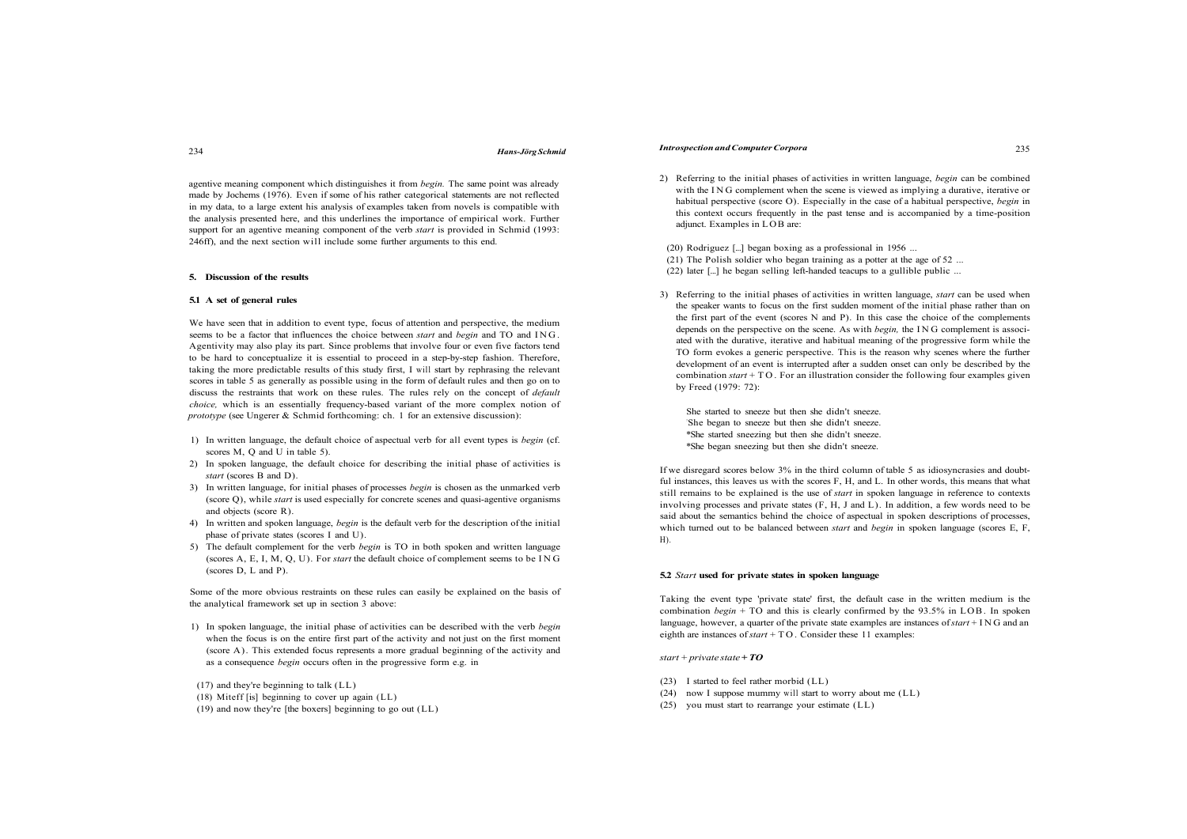agentive meaning component which distinguishes it from *begin*. The same point was already made by Jochems (1976). Even if some of his rather categorical statements are not reflected in my data, to a large extent his analysis of examples taken from novels is compatible with the analysis presented here, and this underlines the importance of empirical work. Further support for an agentive meaning component of the verb *start* is provided in Schmid (1993: 246ff), and the next section will include some further arguments to this end.

## 5. Discussion of the results

### 5.1 A set of general rules

We have seen that in addition to event type, focus of attention and perspective, the medium seems to be a factor that influences the choice between *start* and *begin* and TO and ING. Agentivity may also play its part. Since problems that involve four or even five factors tend to be hard to conceptualize it is essential to proceed in a step-by-step fashion. Therefore, taking the more predictable results of this study first, I will start by rephrasing the relevant scores in table 5 as generally as possible using in the form of default rules and then go on to discuss the restraints that work on these rules. The rules rely on the concept of *default choice,* which is an essentially frequency-based variant of the more complex notion of *prototype* (see Ungerer & Schmid forthcoming: ch. 1 for an extensive discussion):

1) In written language, the default choice of aspectual verb for all event types is *begin* (cf. scores M, Q and U in table 5).
2) In spoken language, the default choice for describing the initial phase of activities is *start* (scores B and D).
3) In written language, for initial phases of processes *begin* is chosen as the unmarked verb (score Q), while *start* is used especially for concrete scenes and quasi-agentive organisms and objects (score R).
4) In written and spoken language, *begin* is the default verb for the description of the initial phase of private states (scores I and U).
5) The default complement for the verb *begin* is TO in both spoken and written language (scores A, E, I, M, Q, U). For *start* the default choice of complement seems to be ING (scores D, L and P).

Some of the more obvious restraints on these rules can easily be explained on the basis of the analytical framework set up in section 3 above:

1) In spoken language, the initial phase of activities can be described with the verb *begin* when the focus is on the entire first part of the activity and not just on the first moment (score A). This extended focus represents a more gradual beginning of the activity and as a consequence *begin* occurs often in the progressive form e.g. in

(17) and they're beginning to talk (LL)
(18) Miteff [is] beginning to cover up again (LL)
(19) and now they're [the boxers] beginning to go out (LL)

2) Referring to the initial phases of activities in written language, *begin* can be combined with the ING complement when the scene is viewed as implying a durative, iterative or habitual perspective (score O). Especially in the case of a habitual perspective, *begin* in this context occurs frequently in the past tense and is accompanied by a time-position adjunct. Examples in LOB are:

(20) Rodriguez [...] began boxing as a professional in 1956 ...
(21) The Polish soldier who began training as a potter at the age of 52 ...
(22) later [...] he began selling left-handed teacups to a gullible public ...

3) Referring to the initial phases of activities in written language, *start* can be used when the speaker wants to focus on the first sudden moment of the initial phase rather than on the first part of the event (scores N and P). In this case the choice of the complements depends on the perspective on the scene. As with *begin,* the ING complement is associated with the durative, iterative and habitual meaning of the progressive form while the TO form evokes a generic perspective. This is the reason why scenes where the further development of an event is interrupted after a sudden onset can only be described by the combination *start* + TO. For an illustration consider the following four examples given by Freed (1979: 72):

She started to sneeze but then she didn't sneeze.
'She began to sneeze but then she didn't sneeze.
*She started sneezing but then she didn't sneeze.
*She began sneezing but then she didn't sneeze.

If we disregard scores below 3% in the third column of table 5 as idiosyncrasies and doubtful instances, this leaves us with the scores F, H, and L. In other words, this means that what still remains to be explained is the use of *start* in spoken language in reference to contexts involving processes and private states (F, H, J and L). In addition, a few words need to be said about the semantics behind the choice of aspectual in spoken descriptions of processes, which turned out to be balanced between *start* and *begin* in spoken language (scores E, F, H).

### 5.2 *Start* used for private states in spoken language

Taking the event type 'private state' first, the default case in the written medium is the combination *begin* + TO and this is clearly confirmed by the 93.5% in LOB. In spoken language, however, a quarter of the private state examples are instances of *start* + ING and an eighth are instances of *start* + TO. Consider these 11 examples:

*start + private state* ***+ TO***

(23) I started to feel rather morbid (LL)
(24) now I suppose mummy will start to worry about me (LL)
(25) you must start to rearrange your estimate (LL)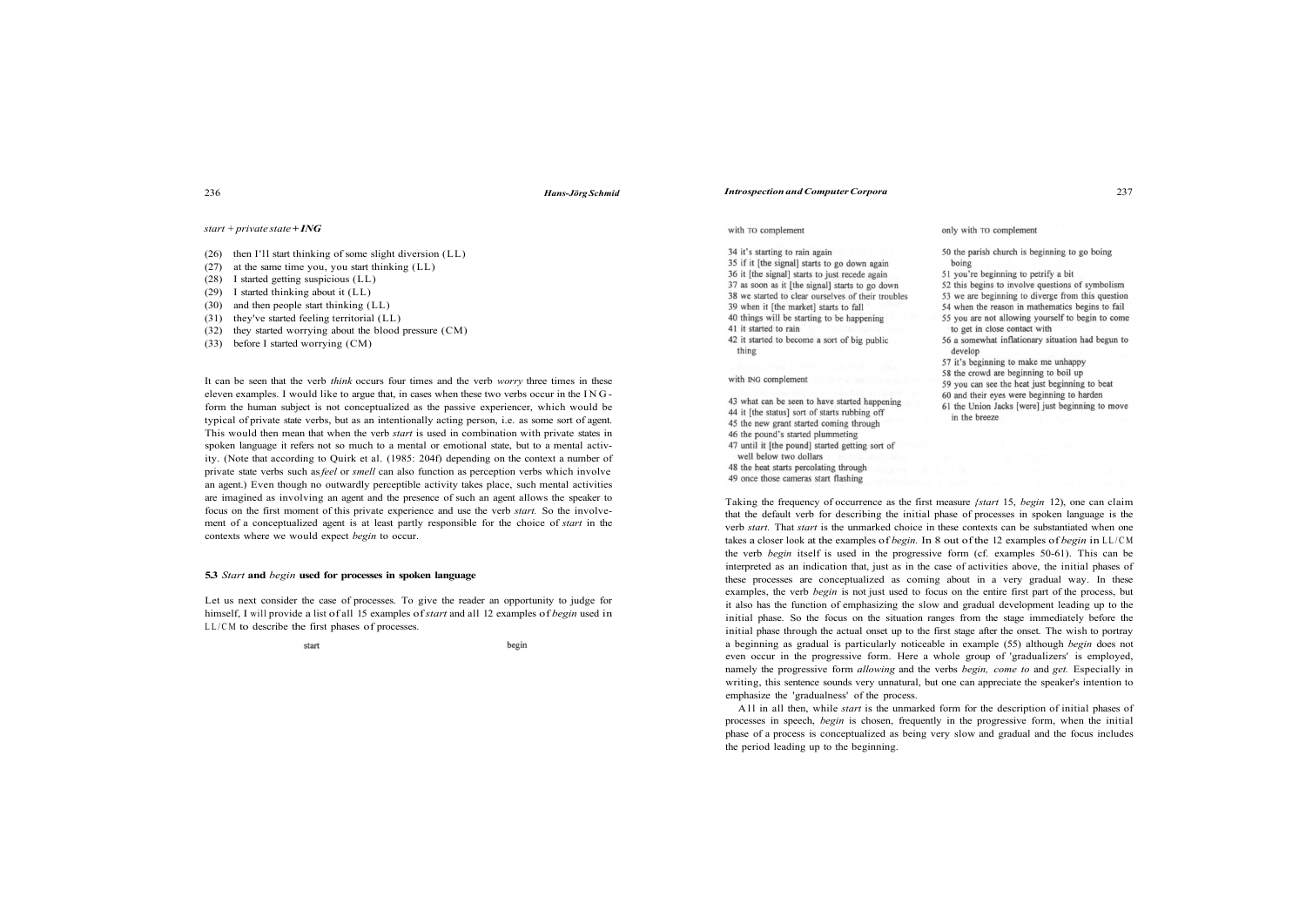*start + private state + ING*

(26) then I'll start thinking of some slight diversion (LL)
(27) at the same time you, you start thinking (LL)
(28) I started getting suspicious (LL)
(29) I started thinking about it (LL)
(30) and then people start thinking (LL)
(31) they've started feeling territorial (LL)
(32) they started worrying about the blood pressure (CM)
(33) before I started worrying (CM)

It can be seen that the verb *think* occurs four times and the verb *worry* three times in these eleven examples. I would like to argue that, in cases when these two verbs occur in the ING-form the human subject is not conceptualized as the passive experiencer, which would be typical of private state verbs, but as an intentionally acting person, i.e. as some sort of agent. This would then mean that when the verb *start* is used in combination with private states in spoken language it refers not so much to a mental or emotional state, but to a mental activity. (Note that according to Quirk et al. (1985: 204f) depending on the context a number of private state verbs such as *feel* or *smell* can also function as perception verbs which involve an agent.) Even though no outwardly perceptible activity takes place, such mental activities are imagined as involving an agent and the presence of such an agent allows the speaker to focus on the first moment of this private experience and use the verb *start.* So the involvement of a conceptualized agent is at least partly responsible for the choice of *start* in the contexts where we would expect *begin* to occur.

### 5.3 *Start* and *begin* used for processes in spoken language

Let us next consider the case of processes. To give the reader an opportunity to judge for himself, I will provide a list of all 15 examples of *start* and all 12 examples of *begin* used in LL/CM to describe the first phases of processes.

start

with TO complement

34 it's starting to rain again
35 if it [the signal] starts to go down again
36 it [the signal] starts to just recede again
37 as soon as it [the signal] starts to go down
38 we started to clear ourselves of their troubles
39 when it [the market] starts to fall
40 things will be starting to be happening
41 it started to rain
42 it started to become a sort of big public thing

with ING complement

43 what can be seen to have started happening
44 it [the status] sort of starts rubbing off
45 the new grant started coming through
46 the pound's started plummeting
47 until it [the pound] started getting sort of well below two dollars
48 the heat starts percolating through
49 once those cameras start flashing

begin

only with TO complement

50 the parish church is beginning to go boing boing
51 you're beginning to petrify a bit
52 this begins to involve questions of symbolism
53 we are beginning to diverge from this question
54 when the reason in mathematics begins to fail
55 you are not allowing yourself to begin to come to get in close contact with
56 a somewhat inflationary situation had begun to develop
57 it's beginning to make me unhappy
58 the crowd are beginning to boil up
59 you can see the heat just beginning to beat
60 and their eyes were beginning to harden
61 the Union Jacks [were] just beginning to move in the breeze

Taking the frequency of occurrence as the first measure (*start* 15, *begin* 12), one can claim that the default verb for describing the initial phase of processes in spoken language is the verb *start.* That *start* is the unmarked choice in these contexts can be substantiated when one takes a closer look at the examples of *begin.* In 8 out of the 12 examples of *begin* in LL/CM the verb *begin* itself is used in the progressive form (cf. examples 50-61). This can be interpreted as an indication that, just as in the case of activities above, the initial phases of these processes are conceptualized as coming about in a very gradual way. In these examples, the verb *begin* is not just used to focus on the entire first part of the process, but it also has the function of emphasizing the slow and gradual development leading up to the initial phase. So the focus on the situation ranges from the stage immediately before the initial phase through the actual onset up to the first stage after the onset. The wish to portray a beginning as gradual is particularly noticeable in example (55) although *begin* does not even occur in the progressive form. Here a whole group of 'gradualizers' is employed, namely the progressive form *allowing* and the verbs *begin, come to* and *get.* Especially in writing, this sentence sounds very unnatural, but one can appreciate the speaker's intention to emphasize the 'gradualness' of the process.

All in all then, while *start* is the unmarked form for the description of initial phases of processes in speech, *begin* is chosen, frequently in the progressive form, when the initial phase of a process is conceptualized as being very slow and gradual and the focus includes the period leading up to the beginning.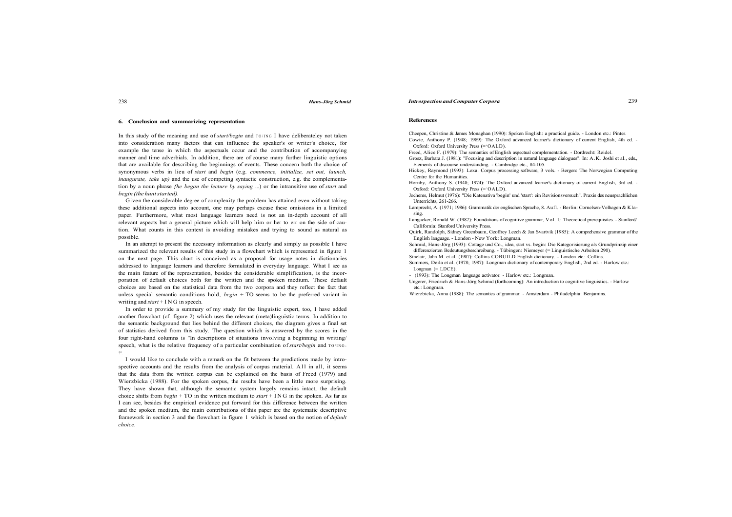## 6. Conclusion and summarizing representation

In this study of the meaning and use of *start/begin* and TO/ING I have deliberateley not taken into consideration many factors that can influence the speaker's or writer's choice, for example the tense in which the aspectuals occur and the contribution of accompanying manner and time adverbials. In addition, there are of course many further linguistic options that are available for describing the beginnings of events. These concern both the choice of synonymous verbs in lieu of *start* and *begin* (e.g. *commence, initialize, set out, launch, inaugurate, take up)* and the use of competing syntactic construction, e.g. the complementation by a noun phrase *{he began the lecture by saying ...*) or the intransitive use of *start* and *begin (the hunt started).*

Given the considerable degree of complexity the problem has attained even without taking these additional aspects into account, one may perhaps excuse these omissions in a limited paper. Furthermore, what most language learners need is not an in-depth account of all relevant aspects but a general picture which will help him or her to err on the side of caution. What counts in this context is avoiding mistakes and trying to sound as natural as possible.

In an attempt to present the necessary information as clearly and simply as possible I have summarized the relevant results of this study in a flowchart which is represented in figure 1 on the next page. This chart is conceived as a proposal for usage notes in dictionaries addressed to language learners and therefore formulated in everyday language. What I see as the main feature of the representation, besides the considerable simplification, is the incorporation of default choices both for the written and the spoken medium. These default choices are based on the statistical data from the two corpora and they reflect the fact that unless special semantic conditions hold, *begin* + TO seems to be the preferred variant in writing and *start* + ING in speech.

In order to provide a summary of my study for the linguistic expert, too, I have added another flowchart (cf. figure 2) which uses the relevant (meta)linguistic terms. In addition to the semantic background that lies behind the different choices, the diagram gives a final set of statistics derived from this study. The question which is answered by the scores in the four right-hand columns is "In descriptions of situations involving a beginning in writing/ speech, what is the relative frequency of a particular combination of *start/begin* and TO/ING-?".

I would like to conclude with a remark on the fit between the predictions made by introspective accounts and the results from the analysis of corpus material. All in all, it seems that the data from the written corpus can be explained on the basis of Freed (1979) and Wierzbicka (1988). For the spoken corpus, the results have been a little more surprising. They have shown that, although the semantic system largely remains intact, the default choice shifts from *begin* + TO in the written medium to *start* + ING in the spoken. As far as I can see, besides the empirical evidence put forward for this difference between the written and the spoken medium, the main contributions of this paper are the systematic descriptive framework in section 3 and the flowchart in figure 1 which is based on the notion of *default choice.*

## References

Cheepen, Christine & James Monaghan (1990): Spoken English: a practical guide. - London etc.: Pinter.

Cowie, Anthony P. (1948; 1989): The Oxford advanced learner's dictionary of current English, 4th ed. - Oxford: Oxford University Press (= OALD).

Freed, Alice F. (1979): The semantics of English aspectual complementation. - Dordrecht: Reidel.

Grosz, Barbara J. (1981): "Focusing and description in natural language dialogues". In: A.K. Joshi et al., eds., Elements of discourse understanding. - Cambridge etc., 84-105.

Hickey, Raymond (1993): Lexa. Corpus processing software, 3 vols. - Bergen: The Norwegian Computing Centre for the Humanities.

Hornby, Anthony S. (1948; 1974): The Oxford advanced learner's dictionary of current English, 3rd ed. - Oxford: Oxford University Press (= OALD).

Jochems, Helmut (1976): "Die Katenativa 'begin' und 'start': ein Revisionsversuch". Praxis des neusprachlichen Unterrichts, 261-266.

Lamprecht, A. (1971; 1986): Grammatik der englischen Sprache, 8. Aufl. - Berlin: Cornelsen-Velhagen & Klasing.

Langacker, Ronald W. (1987): Foundations of cognitive grammar, Vol. I.: Theoretical prerequisites. - Stanford/ California: Stanford University Press.

Quirk, Randolph, Sidney Greenbaum, Geoffrey Leech & Jan Svartvik (1985): A comprehensive grammar of the English language. - London - New York: Longman.

Schmid, Hans-Jörg (1993): Cottage und Co., idea, start vs. begin: Die Kategorisierung als Grundprinzip einer differenzierten Bedeutungsbeschreibung. - Tübingen: Niemeyer (= Linguistische Arbeiten 290).

Sinclair, John M. et al. (1987): Collins COBUILD English dictionary. - London etc.: Collins.

Summers, Deila et al. (1978; 1987): Longman dictionary of contemporary English, 2nd ed. - Harlow etc.: Longman (= LDCE).

- (1993): The Longman language activator. - Harlow etc.: Longman.

Ungerer, Friedrich & Hans-Jörg Schmid (forthcoming): An introduction to cognitive linguistics. - Harlow etc.: Longman.

Wierzbicka, Anna (1988): The semantics of grammar. - Amsterdam - Philadelphia: Benjamins.